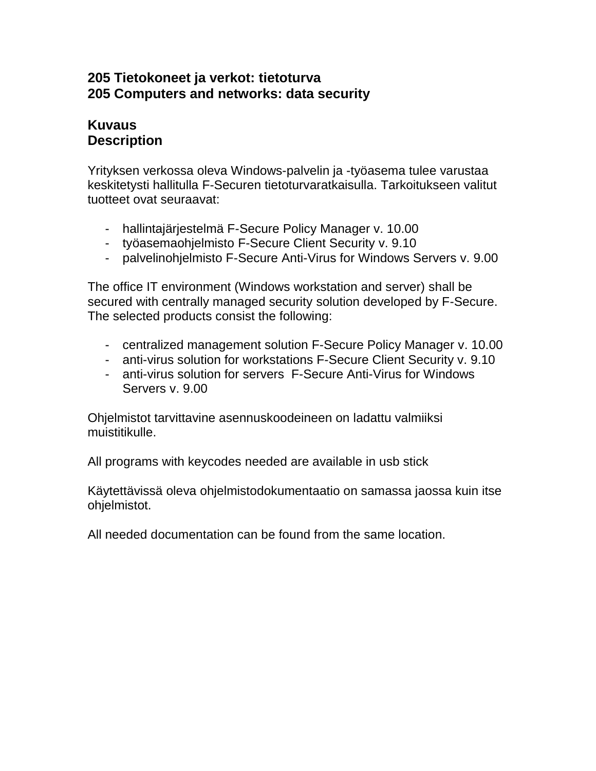## 205 Tietokoneet ja verkot: tietoturva
## 205 Computers and networks: data security

### Kuvaus
### Description

Yrityksen verkossa oleva Windows-palvelin ja -työasema tulee varustaa keskitetysti hallitulla F-Securen tietoturvaratkaisulla. Tarkoitukseen valitut tuotteet ovat seuraavat:

- hallintajärjestelmä F-Secure Policy Manager v. 10.00
- työasemaohjelmisto F-Secure Client Security v. 9.10
- palvelinohjelmisto F-Secure Anti-Virus for Windows Servers v. 9.00

The office IT environment (Windows workstation and server) shall be secured with centrally managed security solution developed by F-Secure. The selected products consist the following:

- centralized management solution F-Secure Policy Manager v. 10.00
- anti-virus solution for workstations F-Secure Client Security v. 9.10
- anti-virus solution for servers F-Secure Anti-Virus for Windows Servers v. 9.00

Ohjelmistot tarvittavine asennuskoodeineen on ladattu valmiiksi muistitikulle.

All programs with keycodes needed are available in usb stick

Käytettävissä oleva ohjelmistodokumentaatio on samassa jaossa kuin itse ohjelmistot.

All needed documentation can be found from the same location.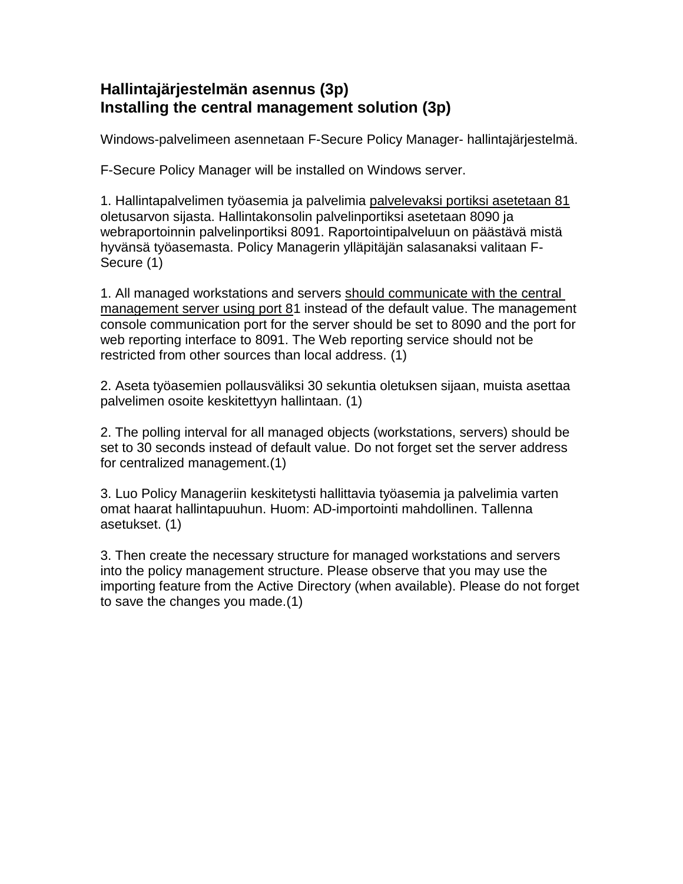## Hallintajärjestelmän asennus (3p)
## Installing the central management solution (3p)

Windows-palvelimeen asennetaan F-Secure Policy Manager- hallintajärjestelmä.

F-Secure Policy Manager will be installed on Windows server.

1. Hallintapalvelimen työasemia ja palvelimia <u>palvelevaksi portiksi asetetaan 81</u> oletusarvon sijasta. Hallintakonsolin palvelinportiksi asetetaan 8090 ja webraportoinnin palvelinportiksi 8091. Raportointipalveluun on päästävä mistä hyvänsä työasemasta. Policy Managerin ylläpitäjän salasanaksi valitaan F-Secure (1)

1. All managed workstations and servers <u>should communicate with the central management server using port 8</u>1 instead of the default value. The management console communication port for the server should be set to 8090 and the port for web reporting interface to 8091. The Web reporting service should not be restricted from other sources than local address. (1)

2. Aseta työasemien pollausväliksi 30 sekuntia oletuksen sijaan, muista asettaa palvelimen osoite keskitettyyn hallintaan. (1)

2. The polling interval for all managed objects (workstations, servers) should be set to 30 seconds instead of default value. Do not forget set the server address for centralized management.(1)

3. Luo Policy Manageriin keskitetysti hallittavia työasemia ja palvelimia varten omat haarat hallintapuuhun. Huom: AD-importointi mahdollinen. Tallenna asetukset. (1)

3. Then create the necessary structure for managed workstations and servers into the policy management structure. Please observe that you may use the importing feature from the Active Directory (when available). Please do not forget to save the changes you made.(1)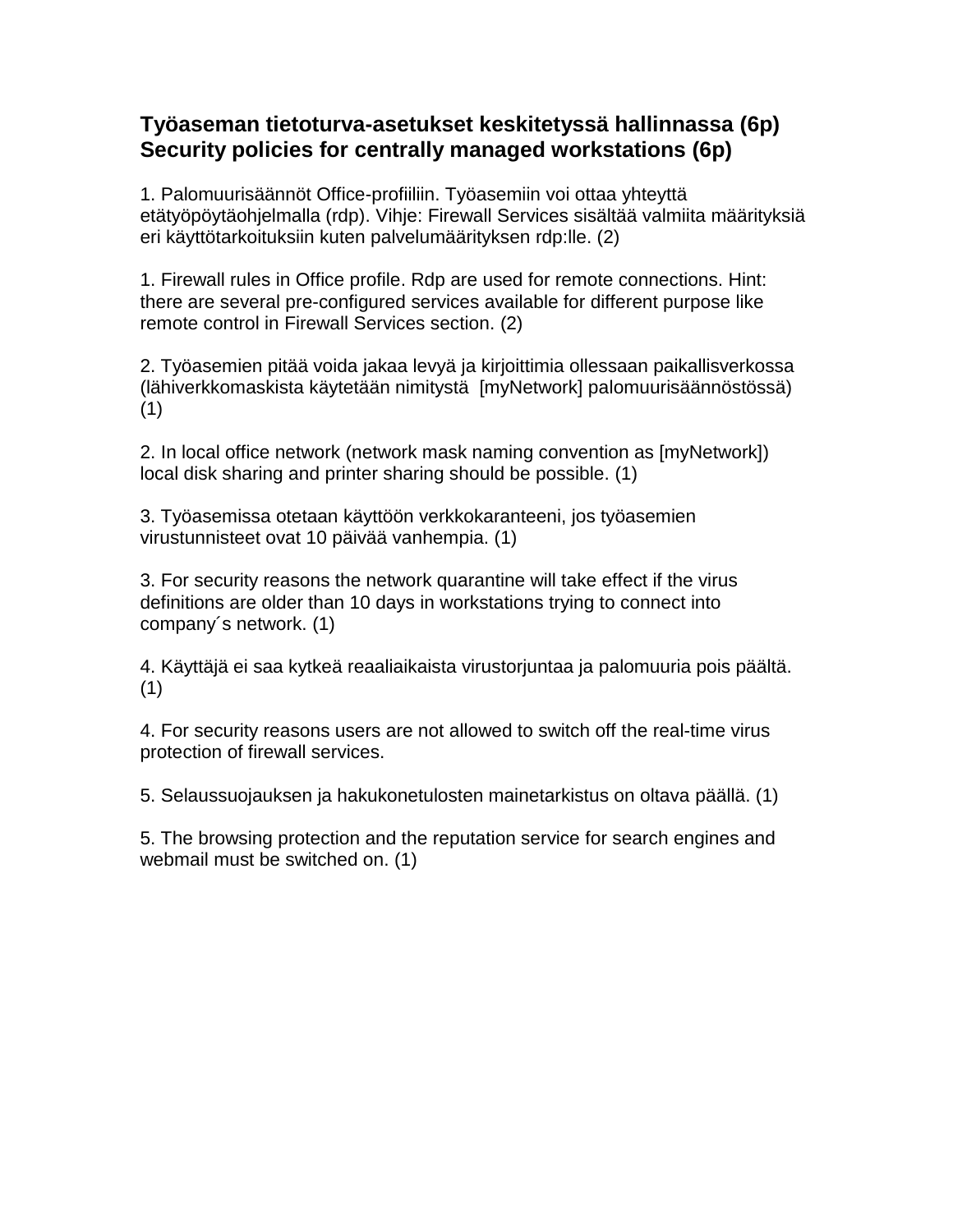## Työaseman tietoturva-asetukset keskitetyssä hallinnassa (6p)
## Security policies for centrally managed workstations (6p)

1. Palomuurisäännöt Office-profiiliin. Työasemiin voi ottaa yhteyttä etätyöpöytäohjelmalla (rdp). Vihje: Firewall Services sisältää valmiita määrityksiä eri käyttötarkoituksiin kuten palvelumäärityksen rdp:lle. (2)

1. Firewall rules in Office profile. Rdp are used for remote connections. Hint: there are several pre-configured services available for different purpose like remote control in Firewall Services section. (2)

2. Työasemien pitää voida jakaa levyä ja kirjoittimia ollessaan paikallisverkossa (lähiverkkomaskista käytetään nimitystä [myNetwork] palomuurisäännöstössä) (1)

2. In local office network (network mask naming convention as [myNetwork]) local disk sharing and printer sharing should be possible. (1)

3. Työasemissa otetaan käyttöön verkkokaranteeni, jos työasemien virustunnisteet ovat 10 päivää vanhempia. (1)

3. For security reasons the network quarantine will take effect if the virus definitions are older than 10 days in workstations trying to connect into company´s network. (1)

4. Käyttäjä ei saa kytkeä reaaliaikaista virustorjuntaa ja palomuuria pois päältä. (1)

4. For security reasons users are not allowed to switch off the real-time virus protection of firewall services.

5. Selaussuojauksen ja hakukonetulosten mainetarkistus on oltava päällä. (1)

5. The browsing protection and the reputation service for search engines and webmail must be switched on. (1)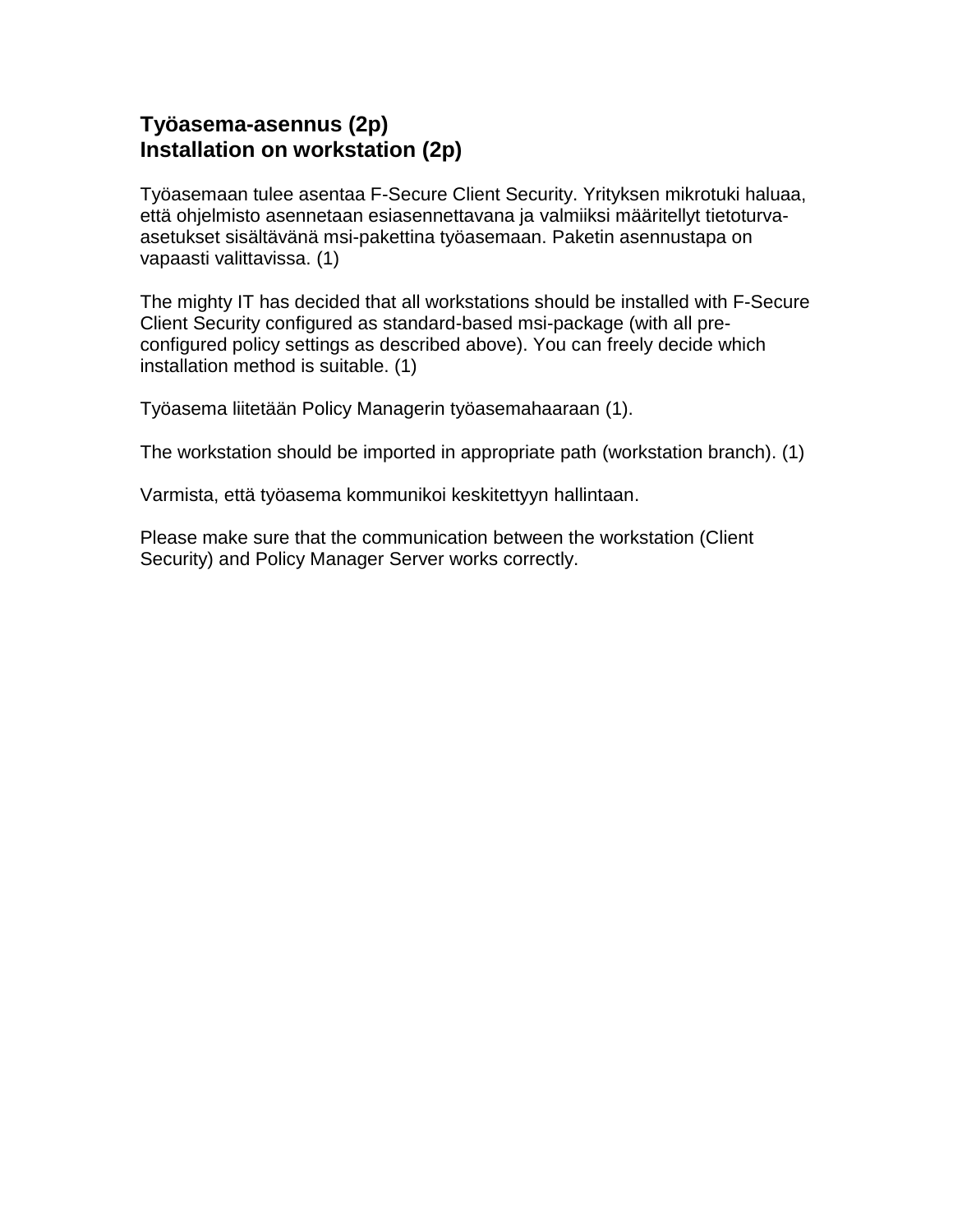## Työasema-asennus (2p)
## Installation on workstation (2p)

Työasemaan tulee asentaa F-Secure Client Security. Yrityksen mikrotuki haluaa, että ohjelmisto asennetaan esiasennettavana ja valmiiksi määritellyt tietoturva-asetukset sisältävänä msi-pakettina työasemaan. Paketin asennustapa on vapaasti valittavissa. (1)

The mighty IT has decided that all workstations should be installed with F-Secure Client Security configured as standard-based msi-package (with all pre-configured policy settings as described above). You can freely decide which installation method is suitable. (1)

Työasema liitetään Policy Managerin työasemahaaraan (1).

The workstation should be imported in appropriate path (workstation branch). (1)

Varmista, että työasema kommunikoi keskitettyyn hallintaan.

Please make sure that the communication between the workstation (Client Security) and Policy Manager Server works correctly.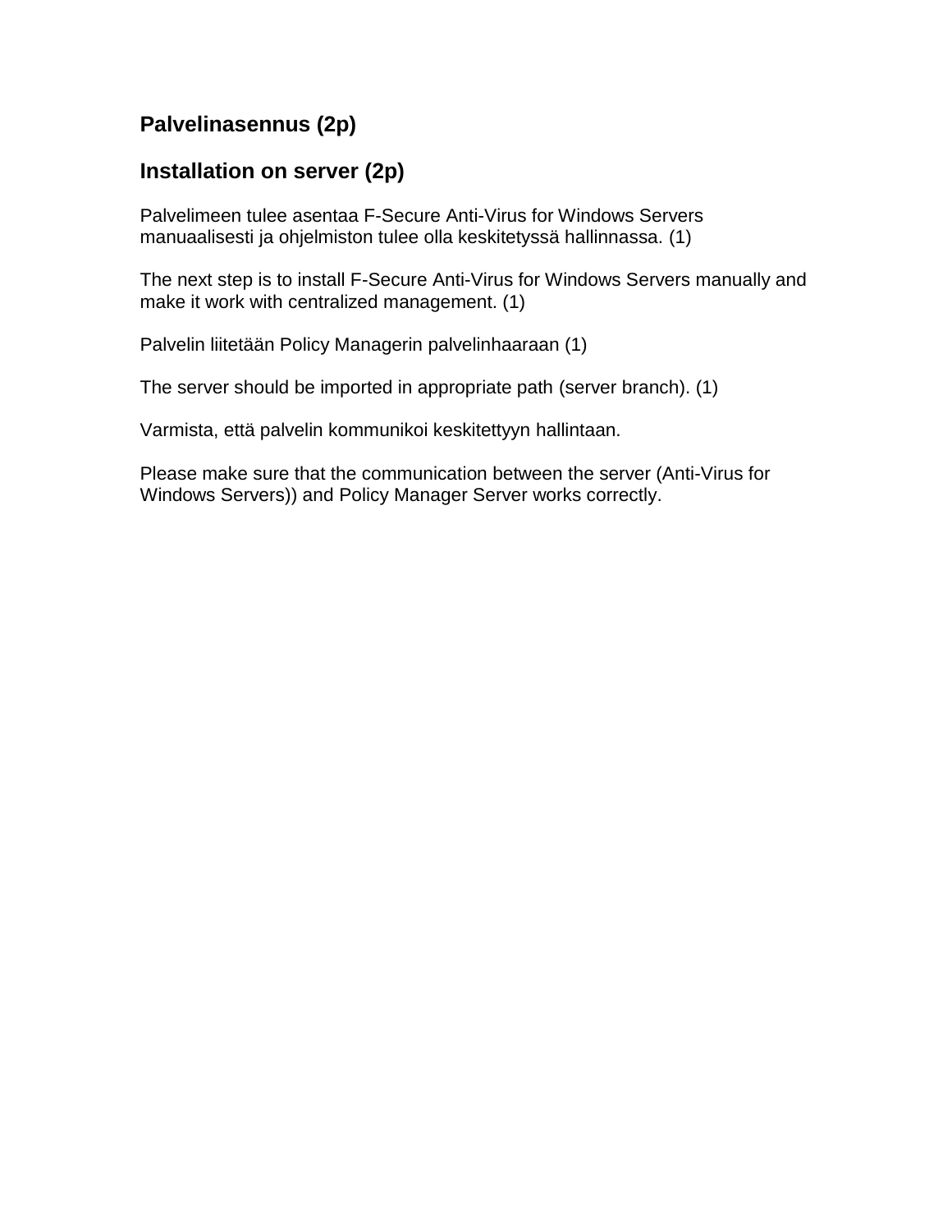## Palvelinasennus (2p)

## Installation on server (2p)

Palvelimeen tulee asentaa F-Secure Anti-Virus for Windows Servers manuaalisesti ja ohjelmiston tulee olla keskitetyssä hallinnassa. (1)

The next step is to install F-Secure Anti-Virus for Windows Servers manually and make it work with centralized management. (1)

Palvelin liitetään Policy Managerin palvelinhaaraan (1)

The server should be imported in appropriate path (server branch). (1)

Varmista, että palvelin kommunikoi keskitettyyn hallintaan.

Please make sure that the communication between the server (Anti-Virus for Windows Servers)) and Policy Manager Server works correctly.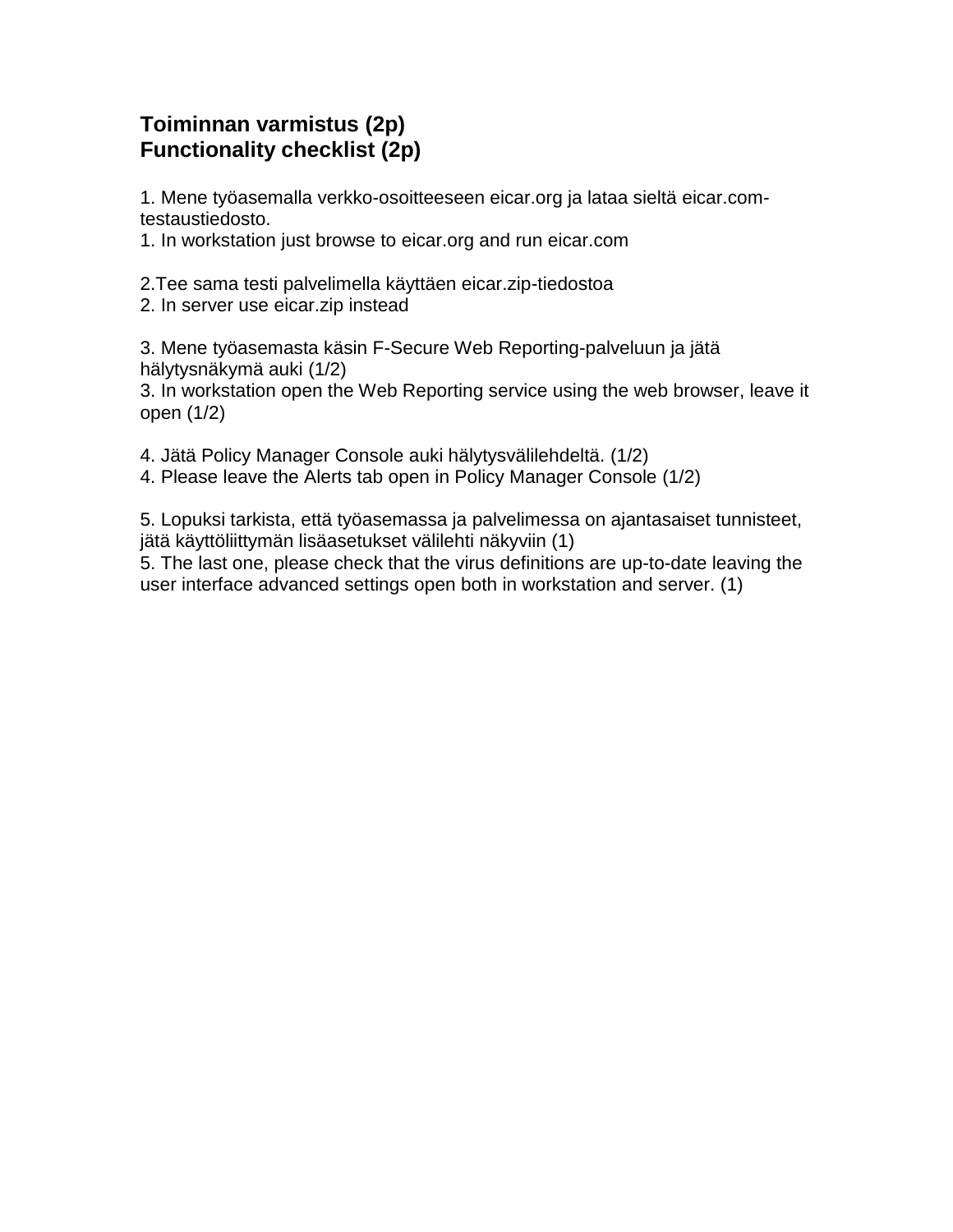## Toiminnan varmistus (2p)
## Functionality checklist (2p)

1. Mene työasemalla verkko-osoitteeseen eicar.org ja lataa sieltä eicar.com-testaustiedosto.
1. In workstation just browse to eicar.org and run eicar.com

2.Tee sama testi palvelimella käyttäen eicar.zip-tiedostoa
2. In server use eicar.zip instead

3. Mene työasemasta käsin F-Secure Web Reporting-palveluun ja jätä hälytysnäkymä auki (1/2)
3. In workstation open the Web Reporting service using the web browser, leave it open (1/2)

4. Jätä Policy Manager Console auki hälytysvälilehdeltä. (1/2)
4. Please leave the Alerts tab open in Policy Manager Console (1/2)

5. Lopuksi tarkista, että työasemassa ja palvelimessa on ajantasaiset tunnisteet, jätä käyttöliittymän lisäasetukset välilehti näkyviin (1)
5. The last one, please check that the virus definitions are up-to-date leaving the user interface advanced settings open both in workstation and server. (1)